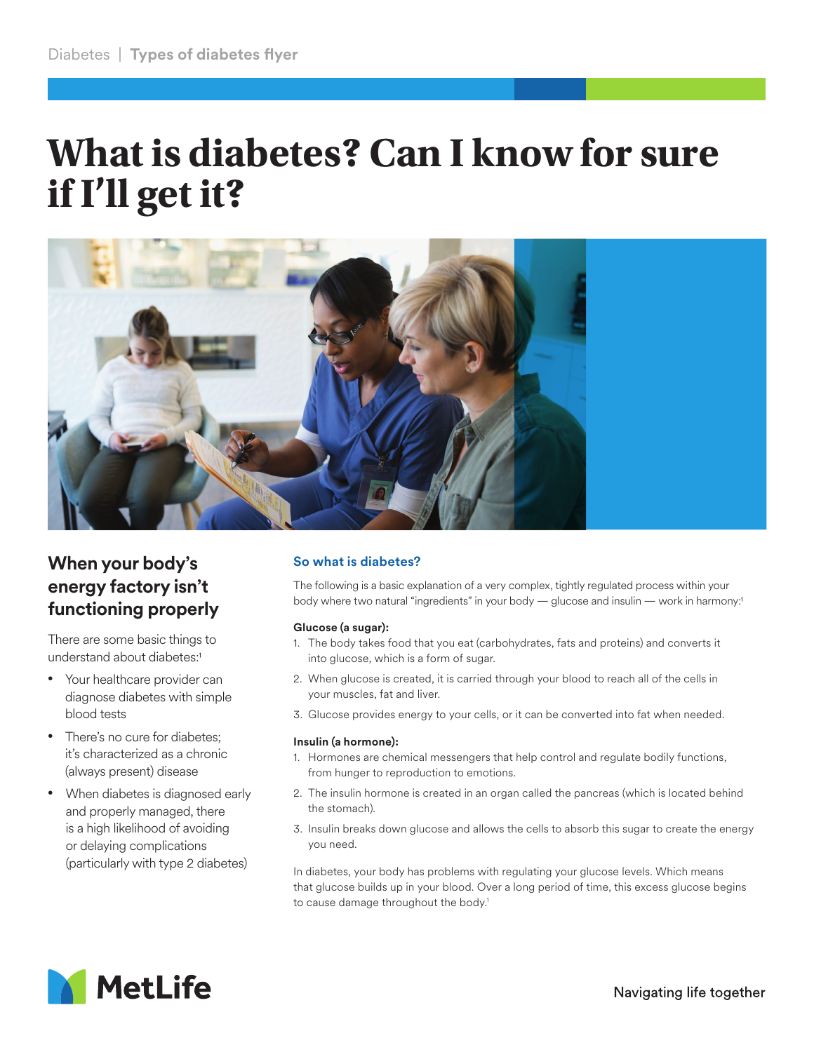Diabetes | **Types of diabetes flyer**

# What is diabetes? Can I know for sure if I'll get it?

## When your body's energy factory isn't functioning properly

There are some basic things to understand about diabetes:[1]

- Your healthcare provider can diagnose diabetes with simple blood tests
- There's no cure for diabetes; it's characterized as a chronic (always present) disease
- When diabetes is diagnosed early and properly managed, there is a high likelihood of avoiding or delaying complications (particularly with type 2 diabetes)

### So what is diabetes?

The following is a basic explanation of a very complex, tightly regulated process within your body where two natural "ingredients" in your body — glucose and insulin — work in harmony:[1]

**Glucose (a sugar):**

1. The body takes food that you eat (carbohydrates, fats and proteins) and converts it into glucose, which is a form of sugar.
2. When glucose is created, it is carried through your blood to reach all of the cells in your muscles, fat and liver.
3. Glucose provides energy to your cells, or it can be converted into fat when needed.

**Insulin (a hormone):**

1. Hormones are chemical messengers that help control and regulate bodily functions, from hunger to reproduction to emotions.
2. The insulin hormone is created in an organ called the pancreas (which is located behind the stomach).
3. Insulin breaks down glucose and allows the cells to absorb this sugar to create the energy you need.

In diabetes, your body has problems with regulating your glucose levels. Which means that glucose builds up in your blood. Over a long period of time, this excess glucose begins to cause damage throughout the body.[1]

MetLife

Navigating life together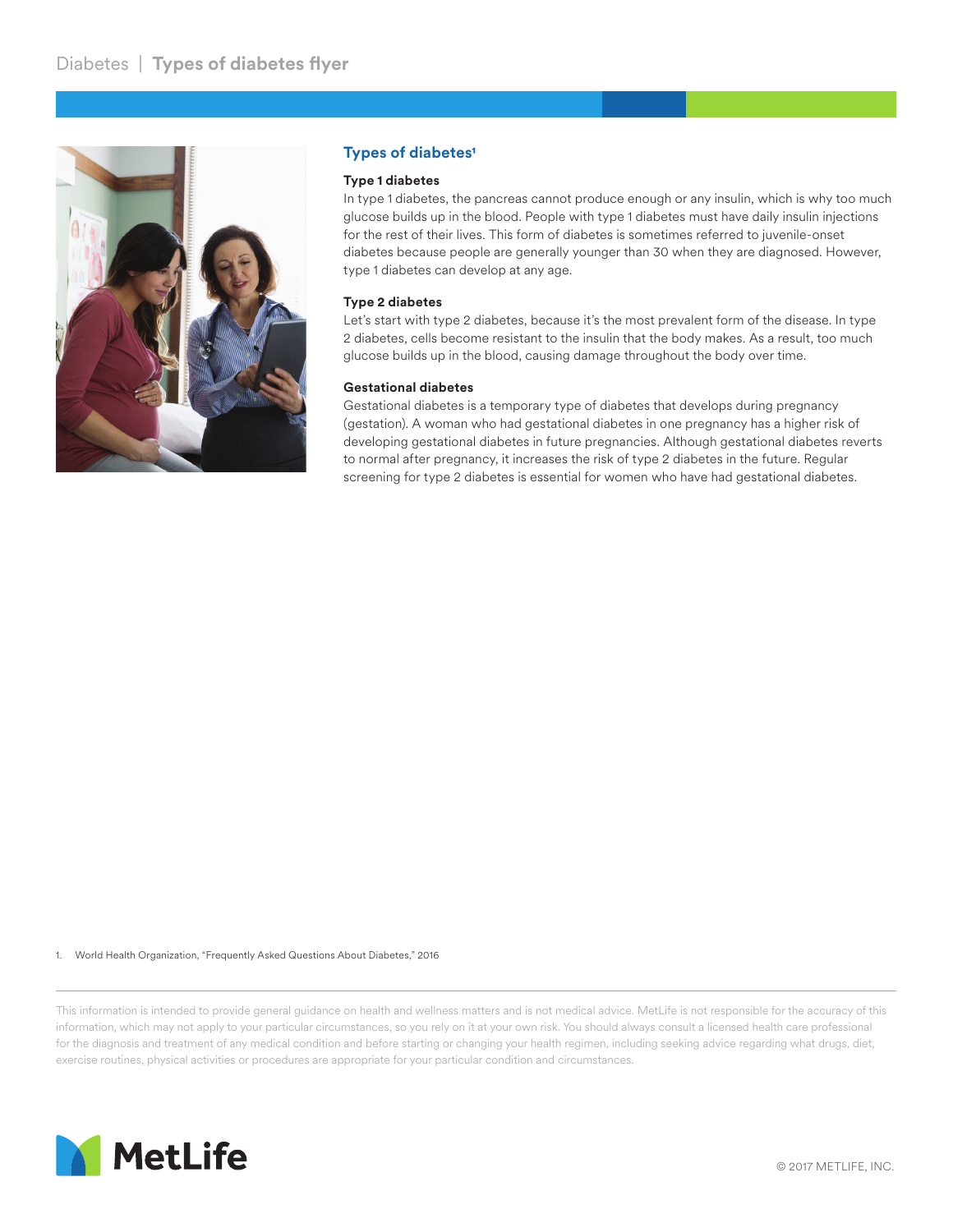## Types of diabetes[1]

### Type 1 diabetes

In type 1 diabetes, the pancreas cannot produce enough or any insulin, which is why too much glucose builds up in the blood. People with type 1 diabetes must have daily insulin injections for the rest of their lives. This form of diabetes is sometimes referred to juvenile-onset diabetes because people are generally younger than 30 when they are diagnosed. However, type 1 diabetes can develop at any age.

### Type 2 diabetes

Let's start with type 2 diabetes, because it's the most prevalent form of the disease. In type 2 diabetes, cells become resistant to the insulin that the body makes. As a result, too much glucose builds up in the blood, causing damage throughout the body over time.

### Gestational diabetes

Gestational diabetes is a temporary type of diabetes that develops during pregnancy (gestation). A woman who had gestational diabetes in one pregnancy has a higher risk of developing gestational diabetes in future pregnancies. Although gestational diabetes reverts to normal after pregnancy, it increases the risk of type 2 diabetes in the future. Regular screening for type 2 diabetes is essential for women who have had gestational diabetes.

1. World Health Organization, "Frequently Asked Questions About Diabetes," 2016

This information is intended to provide general guidance on health and wellness matters and is not medical advice. MetLife is not responsible for the accuracy of this information, which may not apply to your particular circumstances, so you rely on it at your own risk. You should always consult a licensed health care professional for the diagnosis and treatment of any medical condition and before starting or changing your health regimen, including seeking advice regarding what drugs, diet, exercise routines, physical activities or procedures are appropriate for your particular condition and circumstances.

MetLife

© 2017 METLIFE, INC.